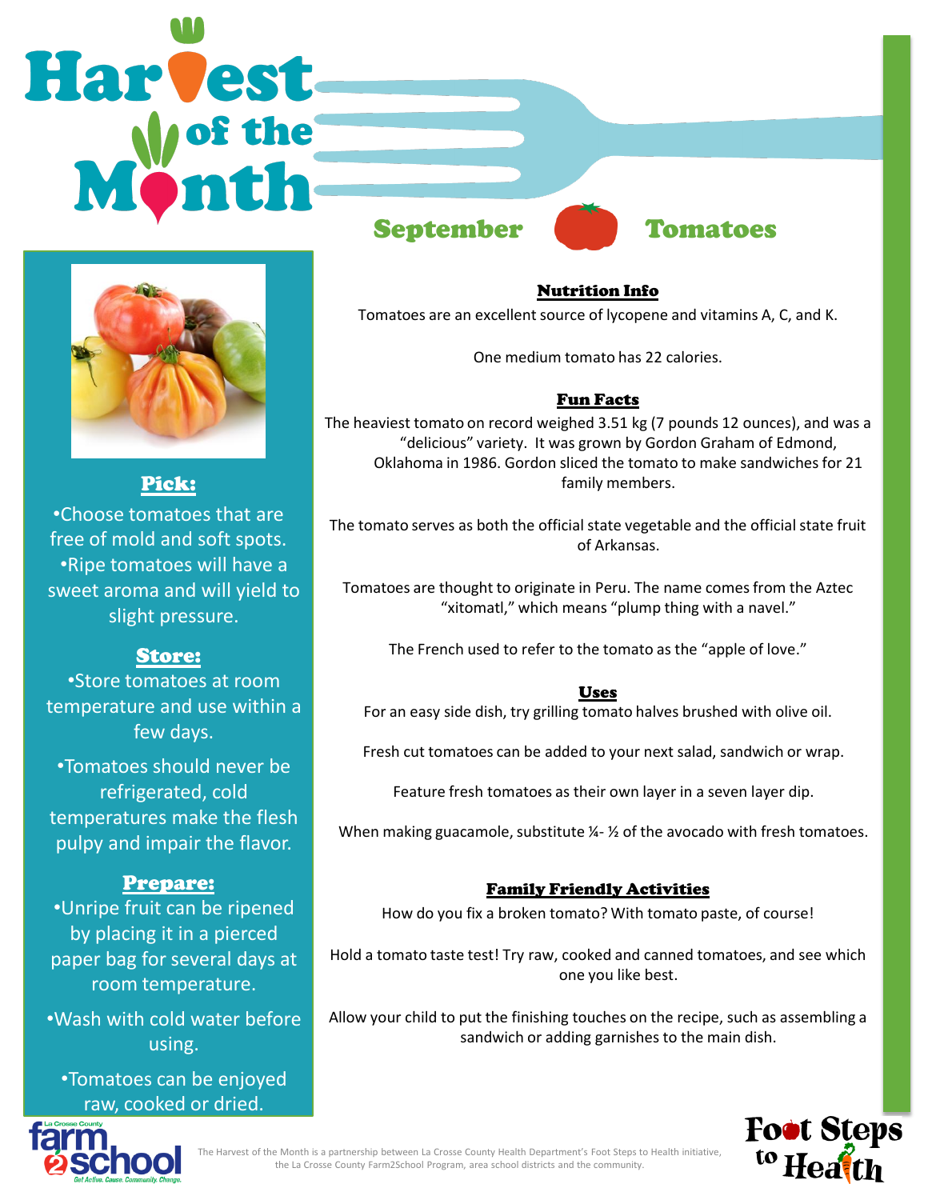# Harvest of the Month

## September — Tomatoes

### Pick:

- Choose tomatoes that are free of mold and soft spots.
- Ripe tomatoes will have a sweet aroma and will yield to slight pressure.

### Store:

- Store tomatoes at room temperature and use within a few days.
- Tomatoes should never be refrigerated, cold temperatures make the flesh pulpy and impair the flavor.

### Prepare:

- Unripe fruit can be ripened by placing it in a pierced paper bag for several days at room temperature.
- Wash with cold water before using.
- Tomatoes can be enjoyed raw, cooked or dried.

### Nutrition Info

Tomatoes are an excellent source of lycopene and vitamins A, C, and K.

One medium tomato has 22 calories.

### Fun Facts

The heaviest tomato on record weighed 3.51 kg (7 pounds 12 ounces), and was a "delicious" variety. It was grown by Gordon Graham of Edmond, Oklahoma in 1986. Gordon sliced the tomato to make sandwiches for 21 family members.

The tomato serves as both the official state vegetable and the official state fruit of Arkansas.

Tomatoes are thought to originate in Peru. The name comes from the Aztec "xitomatl," which means "plump thing with a navel."

The French used to refer to the tomato as the "apple of love."

### Uses

For an easy side dish, try grilling tomato halves brushed with olive oil.

Fresh cut tomatoes can be added to your next salad, sandwich or wrap.

Feature fresh tomatoes as their own layer in a seven layer dip.

When making guacamole, substitute ¼- ½ of the avocado with fresh tomatoes.

### Family Friendly Activities

How do you fix a broken tomato? With tomato paste, of course!

Hold a tomato taste test! Try raw, cooked and canned tomatoes, and see which one you like best.

Allow your child to put the finishing touches on the recipe, such as assembling a sandwich or adding garnishes to the main dish.

La Crosse County farm2school — Get Active. Cause. Community. Change.

The Harvest of the Month is a partnership between La Crosse County Health Department's Foot Steps to Health initiative, the La Crosse County Farm2School Program, area school districts and the community.

Foot Steps to Health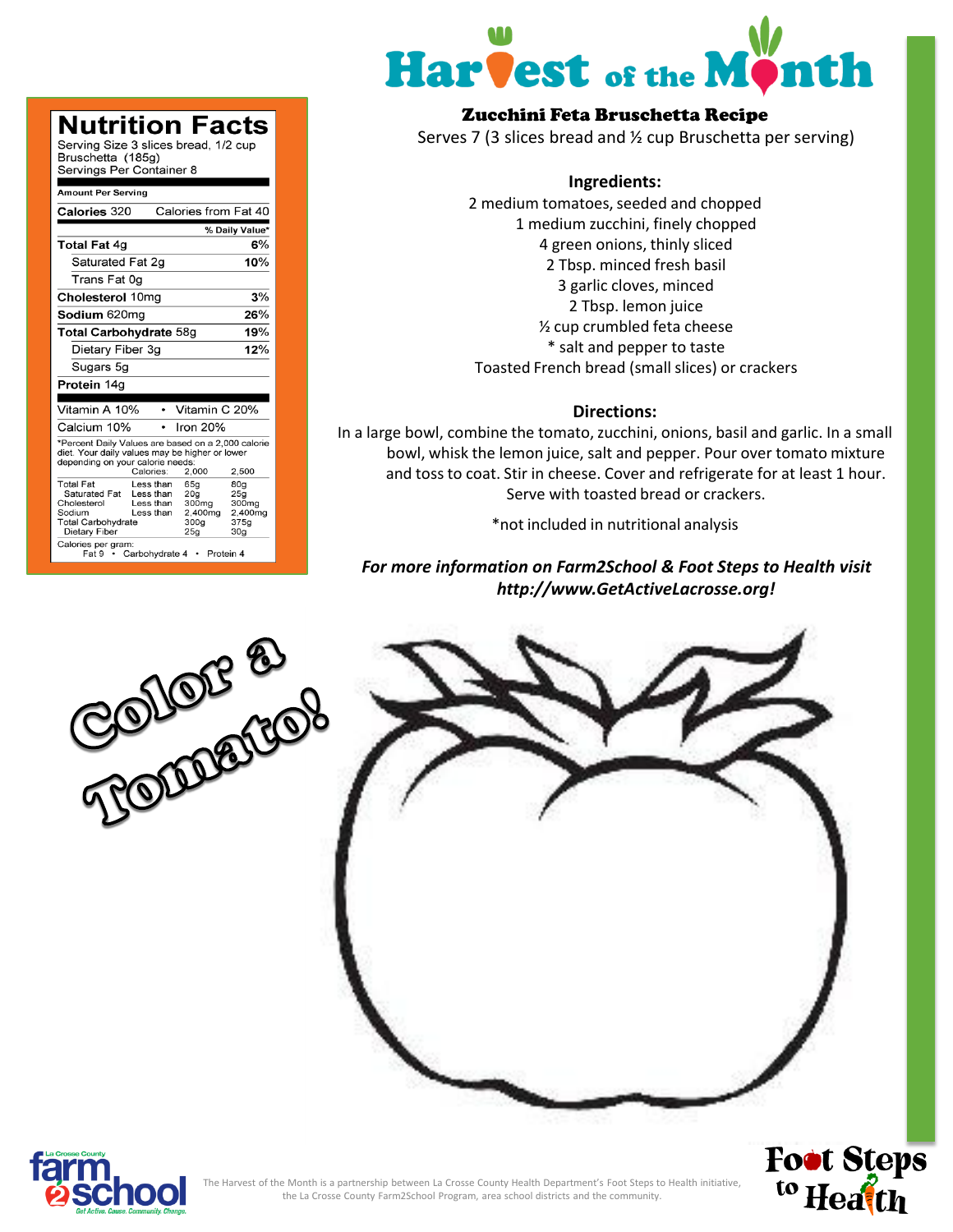# Harvest of the Month

## Zucchini Feta Bruschetta Recipe

Serves 7 (3 slices bread and ½ cup Bruschetta per serving)

### Nutrition Facts

Serving Size 3 slices bread, 1/2 cup Bruschetta (185g)
Servings Per Container 8

| Amount Per Serving | |
|---|---|
| **Calories** 320 | Calories from Fat 40 |
| | % Daily Value* |
| **Total Fat** 4g | 6% |
| Saturated Fat 2g | 10% |
| Trans Fat 0g | |
| **Cholesterol** 10mg | 3% |
| **Sodium** 620mg | 26% |
| **Total Carbohydrate** 58g | 19% |
| Dietary Fiber 3g | 12% |
| Sugars 5g | |
| **Protein** 14g | |

Vitamin A 10% • Vitamin C 20%
Calcium 10% • Iron 20%

*Percent Daily Values are based on a 2,000 calorie diet. Your daily values may be higher or lower depending on your calorie needs:

| | | 2,000 | 2,500 |
|---|---|---|---|
| | Calories: | 2,000 | 2,500 |
| Total Fat | Less than | 65g | 80g |
| Saturated Fat | Less than | 20g | 25g |
| Cholesterol | Less than | 300mg | 300mg |
| Sodium | Less than | 2,400mg | 2,400mg |
| Total Carbohydrate | | 300g | 375g |
| Dietary Fiber | | 25g | 30g |

Calories per gram:
Fat 9 • Carbohydrate 4 • Protein 4

### Ingredients:

2 medium tomatoes, seeded and chopped
1 medium zucchini, finely chopped
4 green onions, thinly sliced
2 Tbsp. minced fresh basil
3 garlic cloves, minced
2 Tbsp. lemon juice
½ cup crumbled feta cheese
* salt and pepper to taste
Toasted French bread (small slices) or crackers

### Directions:

In a large bowl, combine the tomato, zucchini, onions, basil and garlic. In a small bowl, whisk the lemon juice, salt and pepper. Pour over tomato mixture and toss to coat. Stir in cheese. Cover and refrigerate for at least 1 hour. Serve with toasted bread or crackers.

*not included in nutritional analysis

***For more information on Farm2School & Foot Steps to Health visit http://www.GetActiveLacrosse.org!***

Color a Tomato!

La Crosse County farm 2 school — Get Active. Cause. Community. Change.

The Harvest of the Month is a partnership between La Crosse County Health Department's Foot Steps to Health initiative, the La Crosse County Farm2School Program, area school districts and the community.

Foot Steps to Health